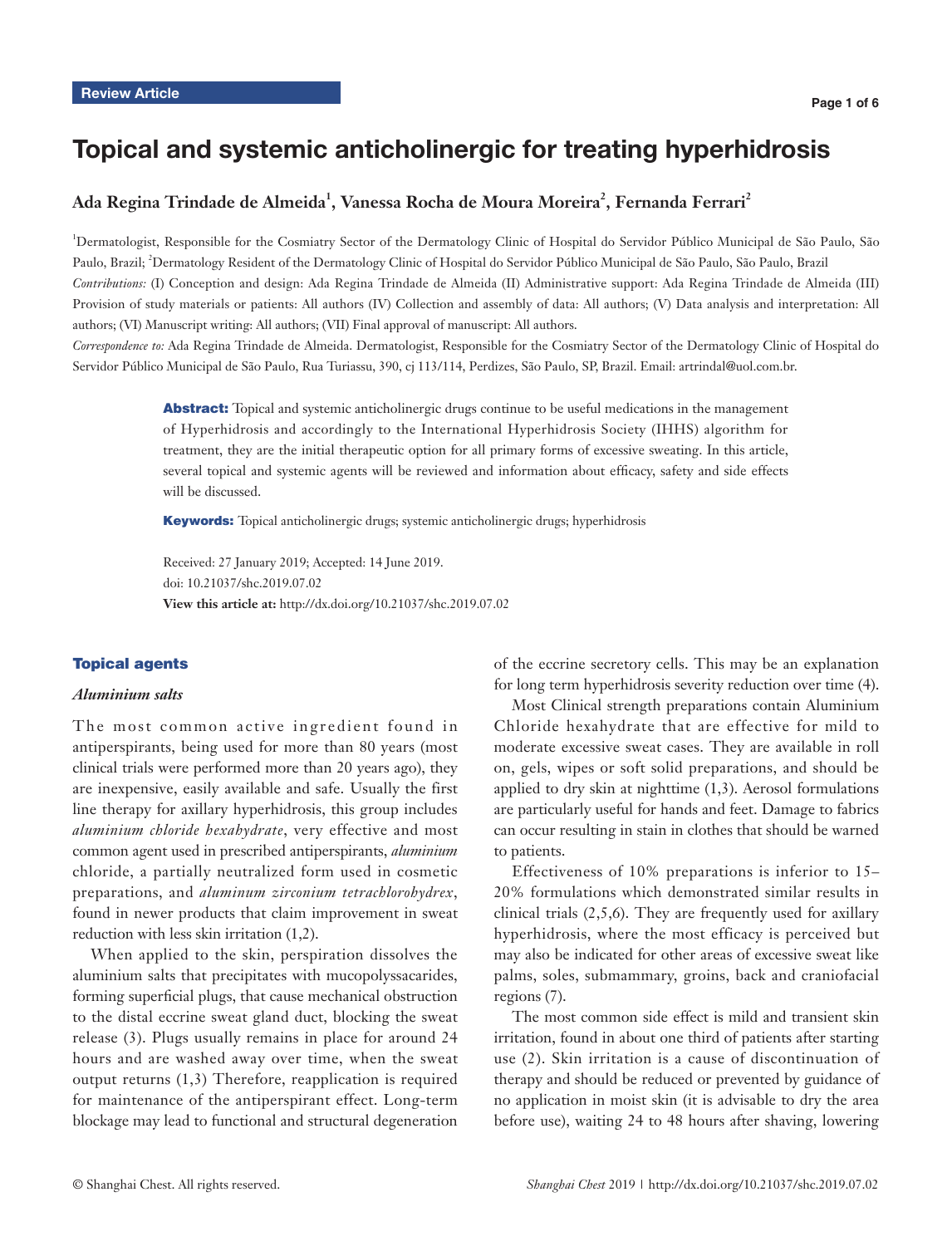Review Article

# Topical and systemic anticholinergic for treating hyperhidrosis

**Ada Regina Trindade de Almeida[1], Vanessa Rocha de Moura Moreira[2], Fernanda Ferrari[2]**

[1]Dermatologist, Responsible for the Cosmiatry Sector of the Dermatology Clinic of Hospital do Servidor Público Municipal de São Paulo, São Paulo, Brazil; [2]Dermatology Resident of the Dermatology Clinic of Hospital do Servidor Público Municipal de São Paulo, São Paulo, Brazil

*Contributions:* (I) Conception and design: Ada Regina Trindade de Almeida (II) Administrative support: Ada Regina Trindade de Almeida (III) Provision of study materials or patients: All authors (IV) Collection and assembly of data: All authors; (V) Data analysis and interpretation: All authors; (VI) Manuscript writing: All authors; (VII) Final approval of manuscript: All authors.

*Correspondence to:* Ada Regina Trindade de Almeida. Dermatologist, Responsible for the Cosmiatry Sector of the Dermatology Clinic of Hospital do Servidor Público Municipal de São Paulo, Rua Turiassu, 390, cj 113/114, Perdizes, São Paulo, SP, Brazil. Email: artrindal@uol.com.br.

**Abstract:** Topical and systemic anticholinergic drugs continue to be useful medications in the management of Hyperhidrosis and accordingly to the International Hyperhidrosis Society (IHHS) algorithm for treatment, they are the initial therapeutic option for all primary forms of excessive sweating. In this article, several topical and systemic agents will be reviewed and information about efficacy, safety and side effects will be discussed.

**Keywords:** Topical anticholinergic drugs; systemic anticholinergic drugs; hyperhidrosis

Received: 27 January 2019; Accepted: 14 June 2019.
doi: 10.21037/shc.2019.07.02
**View this article at:** http://dx.doi.org/10.21037/shc.2019.07.02

## Topical agents

### *Aluminium salts*

The most common active ingredient found in antiperspirants, being used for more than 80 years (most clinical trials were performed more than 20 years ago), they are inexpensive, easily available and safe. Usually the first line therapy for axillary hyperhidrosis, this group includes *aluminium chloride hexahydrate*, very effective and most common agent used in prescribed antiperspirants, *aluminium* chloride, a partially neutralized form used in cosmetic preparations, and *aluminum zirconium tetrachlorohydrex*, found in newer products that claim improvement in sweat reduction with less skin irritation (1,2).

When applied to the skin, perspiration dissolves the aluminium salts that precipitates with mucopolyssacarides, forming superficial plugs, that cause mechanical obstruction to the distal eccrine sweat gland duct, blocking the sweat release (3). Plugs usually remains in place for around 24 hours and are washed away over time, when the sweat output returns (1,3) Therefore, reapplication is required for maintenance of the antiperspirant effect. Long-term blockage may lead to functional and structural degeneration of the eccrine secretory cells. This may be an explanation for long term hyperhidrosis severity reduction over time (4).

Most Clinical strength preparations contain Aluminium Chloride hexahydrate that are effective for mild to moderate excessive sweat cases. They are available in roll on, gels, wipes or soft solid preparations, and should be applied to dry skin at nighttime (1,3). Aerosol formulations are particularly useful for hands and feet. Damage to fabrics can occur resulting in stain in clothes that should be warned to patients.

Effectiveness of 10% preparations is inferior to 15–20% formulations which demonstrated similar results in clinical trials (2,5,6). They are frequently used for axillary hyperhidrosis, where the most efficacy is perceived but may also be indicated for other areas of excessive sweat like palms, soles, submammary, groins, back and craniofacial regions (7).

The most common side effect is mild and transient skin irritation, found in about one third of patients after starting use (2). Skin irritation is a cause of discontinuation of therapy and should be reduced or prevented by guidance of no application in moist skin (it is advisable to dry the area before use), waiting 24 to 48 hours after shaving, lowering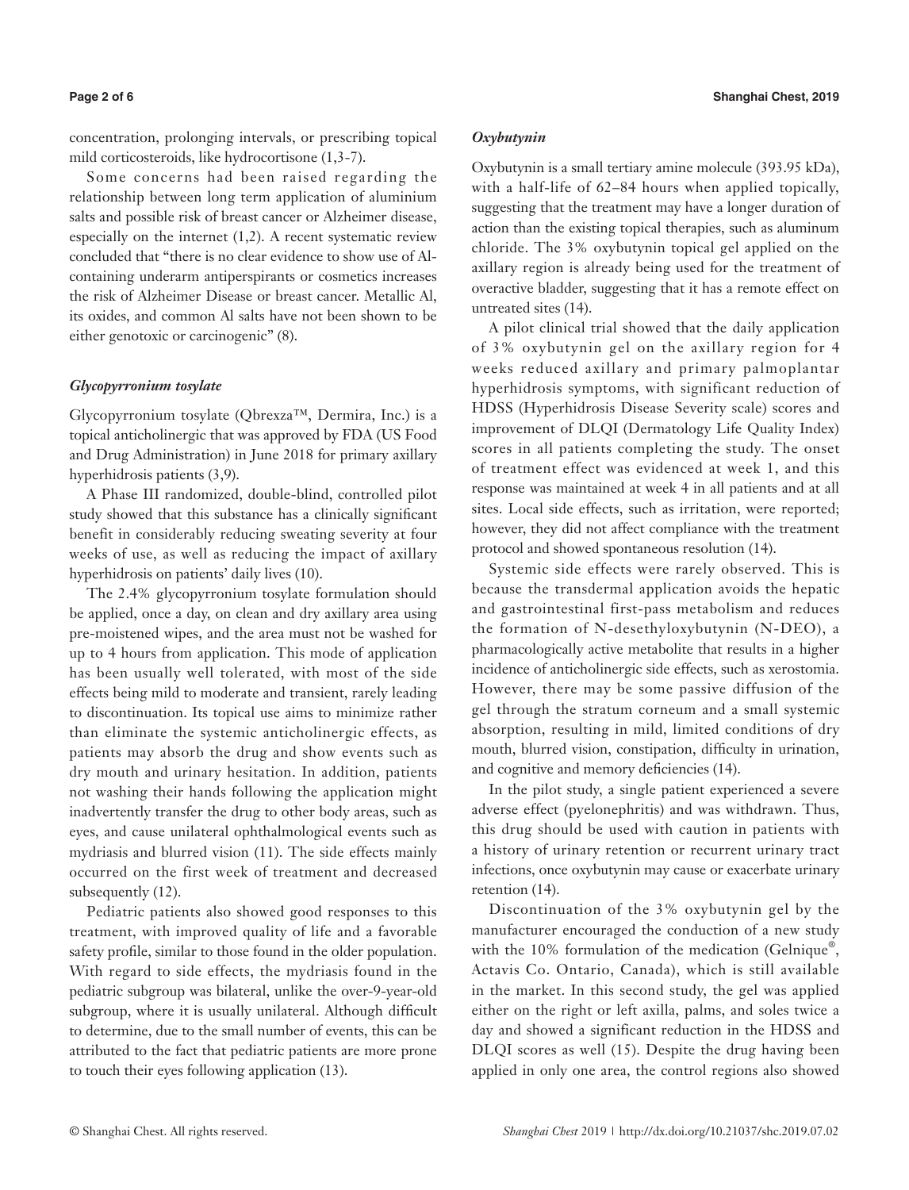concentration, prolonging intervals, or prescribing topical mild corticosteroids, like hydrocortisone (1,3-7).

Some concerns had been raised regarding the relationship between long term application of aluminium salts and possible risk of breast cancer or Alzheimer disease, especially on the internet (1,2). A recent systematic review concluded that "there is no clear evidence to show use of Al-containing underarm antiperspirants or cosmetics increases the risk of Alzheimer Disease or breast cancer. Metallic Al, its oxides, and common Al salts have not been shown to be either genotoxic or carcinogenic" (8).

### *Glycopyrronium tosylate*

Glycopyrronium tosylate (Qbrexza™, Dermira, Inc.) is a topical anticholinergic that was approved by FDA (US Food and Drug Administration) in June 2018 for primary axillary hyperhidrosis patients (3,9).

A Phase III randomized, double-blind, controlled pilot study showed that this substance has a clinically significant benefit in considerably reducing sweating severity at four weeks of use, as well as reducing the impact of axillary hyperhidrosis on patients' daily lives (10).

The 2.4% glycopyrronium tosylate formulation should be applied, once a day, on clean and dry axillary area using pre-moistened wipes, and the area must not be washed for up to 4 hours from application. This mode of application has been usually well tolerated, with most of the side effects being mild to moderate and transient, rarely leading to discontinuation. Its topical use aims to minimize rather than eliminate the systemic anticholinergic effects, as patients may absorb the drug and show events such as dry mouth and urinary hesitation. In addition, patients not washing their hands following the application might inadvertently transfer the drug to other body areas, such as eyes, and cause unilateral ophthalmological events such as mydriasis and blurred vision (11). The side effects mainly occurred on the first week of treatment and decreased subsequently (12).

Pediatric patients also showed good responses to this treatment, with improved quality of life and a favorable safety profile, similar to those found in the older population. With regard to side effects, the mydriasis found in the pediatric subgroup was bilateral, unlike the over-9-year-old subgroup, where it is usually unilateral. Although difficult to determine, due to the small number of events, this can be attributed to the fact that pediatric patients are more prone to touch their eyes following application (13).

### *Oxybutynin*

Oxybutynin is a small tertiary amine molecule (393.95 kDa), with a half-life of 62–84 hours when applied topically, suggesting that the treatment may have a longer duration of action than the existing topical therapies, such as aluminum chloride. The 3% oxybutynin topical gel applied on the axillary region is already being used for the treatment of overactive bladder, suggesting that it has a remote effect on untreated sites (14).

A pilot clinical trial showed that the daily application of 3% oxybutynin gel on the axillary region for 4 weeks reduced axillary and primary palmoplantar hyperhidrosis symptoms, with significant reduction of HDSS (Hyperhidrosis Disease Severity scale) scores and improvement of DLQI (Dermatology Life Quality Index) scores in all patients completing the study. The onset of treatment effect was evidenced at week 1, and this response was maintained at week 4 in all patients and at all sites. Local side effects, such as irritation, were reported; however, they did not affect compliance with the treatment protocol and showed spontaneous resolution (14).

Systemic side effects were rarely observed. This is because the transdermal application avoids the hepatic and gastrointestinal first-pass metabolism and reduces the formation of N-desethyloxybutynin (N-DEO), a pharmacologically active metabolite that results in a higher incidence of anticholinergic side effects, such as xerostomia. However, there may be some passive diffusion of the gel through the stratum corneum and a small systemic absorption, resulting in mild, limited conditions of dry mouth, blurred vision, constipation, difficulty in urination, and cognitive and memory deficiencies (14).

In the pilot study, a single patient experienced a severe adverse effect (pyelonephritis) and was withdrawn. Thus, this drug should be used with caution in patients with a history of urinary retention or recurrent urinary tract infections, once oxybutynin may cause or exacerbate urinary retention (14).

Discontinuation of the 3% oxybutynin gel by the manufacturer encouraged the conduction of a new study with the 10% formulation of the medication (Gelnique®, Actavis Co. Ontario, Canada), which is still available in the market. In this second study, the gel was applied either on the right or left axilla, palms, and soles twice a day and showed a significant reduction in the HDSS and DLQI scores as well (15). Despite the drug having been applied in only one area, the control regions also showed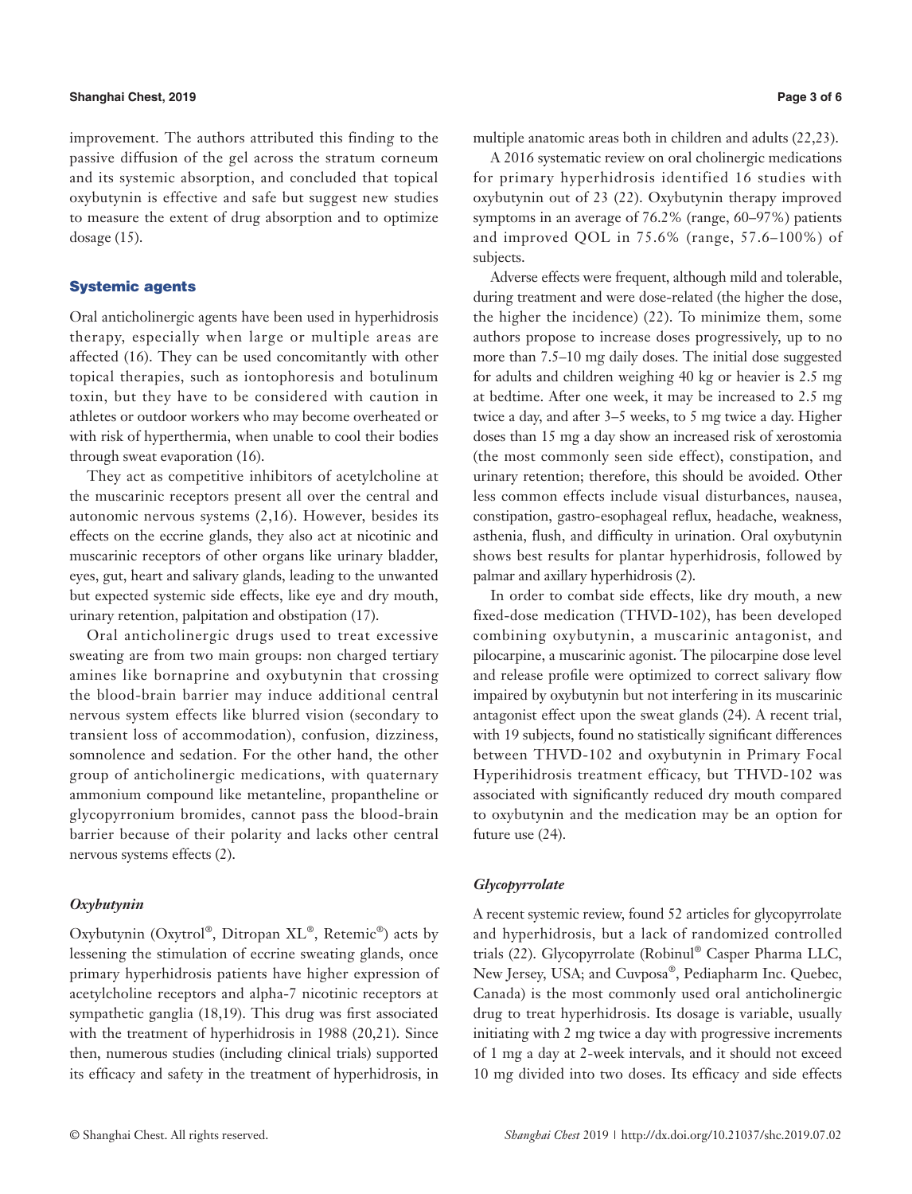improvement. The authors attributed this finding to the passive diffusion of the gel across the stratum corneum and its systemic absorption, and concluded that topical oxybutynin is effective and safe but suggest new studies to measure the extent of drug absorption and to optimize dosage (15).

## Systemic agents

Oral anticholinergic agents have been used in hyperhidrosis therapy, especially when large or multiple areas are affected (16). They can be used concomitantly with other topical therapies, such as iontophoresis and botulinum toxin, but they have to be considered with caution in athletes or outdoor workers who may become overheated or with risk of hyperthermia, when unable to cool their bodies through sweat evaporation (16).

They act as competitive inhibitors of acetylcholine at the muscarinic receptors present all over the central and autonomic nervous systems (2,16). However, besides its effects on the eccrine glands, they also act at nicotinic and muscarinic receptors of other organs like urinary bladder, eyes, gut, heart and salivary glands, leading to the unwanted but expected systemic side effects, like eye and dry mouth, urinary retention, palpitation and obstipation (17).

Oral anticholinergic drugs used to treat excessive sweating are from two main groups: non charged tertiary amines like bornaprine and oxybutynin that crossing the blood-brain barrier may induce additional central nervous system effects like blurred vision (secondary to transient loss of accommodation), confusion, dizziness, somnolence and sedation. For the other hand, the other group of anticholinergic medications, with quaternary ammonium compound like metanteline, propantheline or glycopyrronium bromides, cannot pass the blood-brain barrier because of their polarity and lacks other central nervous systems effects (2).

### *Oxybutynin*

Oxybutynin (Oxytrol®, Ditropan XL®, Retemic®) acts by lessening the stimulation of eccrine sweating glands, once primary hyperhidrosis patients have higher expression of acetylcholine receptors and alpha-7 nicotinic receptors at sympathetic ganglia (18,19). This drug was first associated with the treatment of hyperhidrosis in 1988 (20,21). Since then, numerous studies (including clinical trials) supported its efficacy and safety in the treatment of hyperhidrosis, in multiple anatomic areas both in children and adults (22,23).

A 2016 systematic review on oral cholinergic medications for primary hyperhidrosis identified 16 studies with oxybutynin out of 23 (22). Oxybutynin therapy improved symptoms in an average of 76.2% (range, 60–97%) patients and improved QOL in 75.6% (range, 57.6–100%) of subjects.

Adverse effects were frequent, although mild and tolerable, during treatment and were dose-related (the higher the dose, the higher the incidence) (22). To minimize them, some authors propose to increase doses progressively, up to no more than 7.5–10 mg daily doses. The initial dose suggested for adults and children weighing 40 kg or heavier is 2.5 mg at bedtime. After one week, it may be increased to 2.5 mg twice a day, and after 3–5 weeks, to 5 mg twice a day. Higher doses than 15 mg a day show an increased risk of xerostomia (the most commonly seen side effect), constipation, and urinary retention; therefore, this should be avoided. Other less common effects include visual disturbances, nausea, constipation, gastro-esophageal reflux, headache, weakness, asthenia, flush, and difficulty in urination. Oral oxybutynin shows best results for plantar hyperhidrosis, followed by palmar and axillary hyperhidrosis (2).

In order to combat side effects, like dry mouth, a new fixed-dose medication (THVD-102), has been developed combining oxybutynin, a muscarinic antagonist, and pilocarpine, a muscarinic agonist. The pilocarpine dose level and release profile were optimized to correct salivary flow impaired by oxybutynin but not interfering in its muscarinic antagonist effect upon the sweat glands (24). A recent trial, with 19 subjects, found no statistically significant differences between THVD-102 and oxybutynin in Primary Focal Hyperihidrosis treatment efficacy, but THVD-102 was associated with significantly reduced dry mouth compared to oxybutynin and the medication may be an option for future use (24).

### *Glycopyrrolate*

A recent systemic review, found 52 articles for glycopyrrolate and hyperhidrosis, but a lack of randomized controlled trials (22). Glycopyrrolate (Robinul® Casper Pharma LLC, New Jersey, USA; and Cuvposa®, Pediapharm Inc. Quebec, Canada) is the most commonly used oral anticholinergic drug to treat hyperhidrosis. Its dosage is variable, usually initiating with 2 mg twice a day with progressive increments of 1 mg a day at 2-week intervals, and it should not exceed 10 mg divided into two doses. Its efficacy and side effects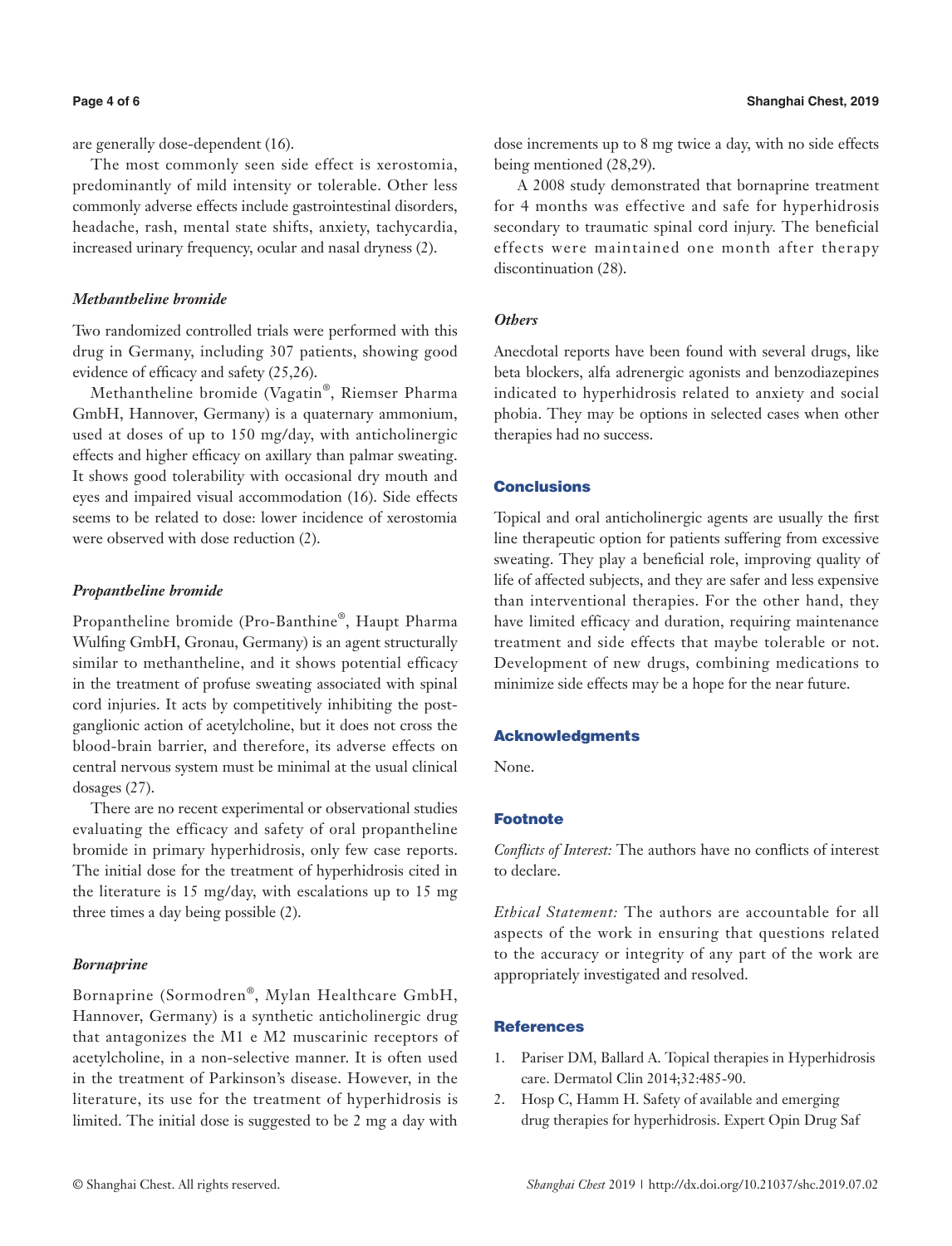are generally dose-dependent (16).

The most commonly seen side effect is xerostomia, predominantly of mild intensity or tolerable. Other less commonly adverse effects include gastrointestinal disorders, headache, rash, mental state shifts, anxiety, tachycardia, increased urinary frequency, ocular and nasal dryness (2).

### *Methantheline bromide*

Two randomized controlled trials were performed with this drug in Germany, including 307 patients, showing good evidence of efficacy and safety (25,26).

Methantheline bromide (Vagatin®, Riemser Pharma GmbH, Hannover, Germany) is a quaternary ammonium, used at doses of up to 150 mg/day, with anticholinergic effects and higher efficacy on axillary than palmar sweating. It shows good tolerability with occasional dry mouth and eyes and impaired visual accommodation (16). Side effects seems to be related to dose: lower incidence of xerostomia were observed with dose reduction (2).

### *Propantheline bromide*

Propantheline bromide (Pro-Banthine®, Haupt Pharma Wulfing GmbH, Gronau, Germany) is an agent structurally similar to methantheline, and it shows potential efficacy in the treatment of profuse sweating associated with spinal cord injuries. It acts by competitively inhibiting the post-ganglionic action of acetylcholine, but it does not cross the blood-brain barrier, and therefore, its adverse effects on central nervous system must be minimal at the usual clinical dosages (27).

There are no recent experimental or observational studies evaluating the efficacy and safety of oral propantheline bromide in primary hyperhidrosis, only few case reports. The initial dose for the treatment of hyperhidrosis cited in the literature is 15 mg/day, with escalations up to 15 mg three times a day being possible (2).

### *Bornaprine*

Bornaprine (Sormodren®, Mylan Healthcare GmbH, Hannover, Germany) is a synthetic anticholinergic drug that antagonizes the M1 e M2 muscarinic receptors of acetylcholine, in a non-selective manner. It is often used in the treatment of Parkinson's disease. However, in the literature, its use for the treatment of hyperhidrosis is limited. The initial dose is suggested to be 2 mg a day with dose increments up to 8 mg twice a day, with no side effects being mentioned (28,29).

A 2008 study demonstrated that bornaprine treatment for 4 months was effective and safe for hyperhidrosis secondary to traumatic spinal cord injury. The beneficial effects were maintained one month after therapy discontinuation (28).

### *Others*

Anecdotal reports have been found with several drugs, like beta blockers, alfa adrenergic agonists and benzodiazepines indicated to hyperhidrosis related to anxiety and social phobia. They may be options in selected cases when other therapies had no success.

## Conclusions

Topical and oral anticholinergic agents are usually the first line therapeutic option for patients suffering from excessive sweating. They play a beneficial role, improving quality of life of affected subjects, and they are safer and less expensive than interventional therapies. For the other hand, they have limited efficacy and duration, requiring maintenance treatment and side effects that maybe tolerable or not. Development of new drugs, combining medications to minimize side effects may be a hope for the near future.

## Acknowledgments

None.

## Footnote

*Conflicts of Interest:* The authors have no conflicts of interest to declare.

*Ethical Statement:* The authors are accountable for all aspects of the work in ensuring that questions related to the accuracy or integrity of any part of the work are appropriately investigated and resolved.

## References

1. Pariser DM, Ballard A. Topical therapies in Hyperhidrosis care. Dermatol Clin 2014;32:485-90.
2. Hosp C, Hamm H. Safety of available and emerging drug therapies for hyperhidrosis. Expert Opin Drug Saf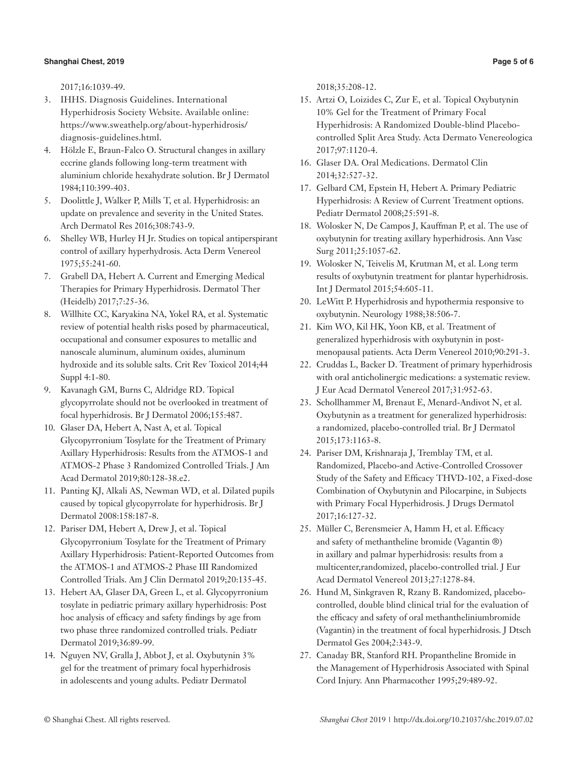2017;16:1039-49.

3. IHHS. Diagnosis Guidelines. International Hyperhidrosis Society Website. Available online: https://www.sweathelp.org/about-hyperhidrosis/diagnosis-guidelines.html.
4. Hölzle E, Braun-Falco O. Structural changes in axillary eccrine glands following long-term treatment with aluminium chloride hexahydrate solution. Br J Dermatol 1984;110:399-403.
5. Doolittle J, Walker P, Mills T, et al. Hyperhidrosis: an update on prevalence and severity in the United States. Arch Dermatol Res 2016;308:743-9.
6. Shelley WB, Hurley H Jr. Studies on topical antiperspirant control of axillary hyperhydrosis. Acta Derm Venereol 1975;55:241-60.
7. Grabell DA, Hebert A. Current and Emerging Medical Therapies for Primary Hyperhidrosis. Dermatol Ther (Heidelb) 2017;7:25-36.
8. Willhite CC, Karyakina NA, Yokel RA, et al. Systematic review of potential health risks posed by pharmaceutical, occupational and consumer exposures to metallic and nanoscale aluminum, aluminum oxides, aluminum hydroxide and its soluble salts. Crit Rev Toxicol 2014;44 Suppl 4:1-80.
9. Kavanagh GM, Burns C, Aldridge RD. Topical glycopyrrolate should not be overlooked in treatment of focal hyperhidrosis. Br J Dermatol 2006;155:487.
10. Glaser DA, Hebert A, Nast A, et al. Topical Glycopyrronium Tosylate for the Treatment of Primary Axillary Hyperhidrosis: Results from the ATMOS-1 and ATMOS-2 Phase 3 Randomized Controlled Trials. J Am Acad Dermatol 2019;80:128-38.e2.
11. Panting KJ, Alkali AS, Newman WD, et al. Dilated pupils caused by topical glycopyrrolate for hyperhidrosis. Br J Dermatol 2008:158:187-8.
12. Pariser DM, Hebert A, Drew J, et al. Topical Glycopyrronium Tosylate for the Treatment of Primary Axillary Hyperhidrosis: Patient-Reported Outcomes from the ATMOS-1 and ATMOS-2 Phase III Randomized Controlled Trials. Am J Clin Dermatol 2019;20:135-45.
13. Hebert AA, Glaser DA, Green L, et al. Glycopyrronium tosylate in pediatric primary axillary hyperhidrosis: Post hoc analysis of efficacy and safety findings by age from two phase three randomized controlled trials. Pediatr Dermatol 2019;36:89-99.
14. Nguyen NV, Gralla J, Abbot J, et al. Oxybutynin 3% gel for the treatment of primary focal hyperhidrosis in adolescents and young adults. Pediatr Dermatol 2018;35:208-12.
15. Artzi O, Loizides C, Zur E, et al. Topical Oxybutynin 10% Gel for the Treatment of Primary Focal Hyperhidrosis: A Randomized Double-blind Placebo-controlled Split Area Study. Acta Dermato Venereologica 2017;97:1120-4.
16. Glaser DA. Oral Medications. Dermatol Clin 2014;32:527-32.
17. Gelbard CM, Epstein H, Hebert A. Primary Pediatric Hyperhidrosis: A Review of Current Treatment options. Pediatr Dermatol 2008;25:591-8.
18. Wolosker N, De Campos J, Kauffman P, et al. The use of oxybutynin for treating axillary hyperhidrosis. Ann Vasc Surg 2011;25:1057-62.
19. Wolosker N, Teivelis M, Krutman M, et al. Long term results of oxybutynin treatment for plantar hyperhidrosis. Int J Dermatol 2015;54:605-11.
20. LeWitt P. Hyperhidrosis and hypothermia responsive to oxybutynin. Neurology 1988;38:506-7.
21. Kim WO, Kil HK, Yoon KB, et al. Treatment of generalized hyperhidrosis with oxybutynin in post-menopausal patients. Acta Derm Venereol 2010;90:291-3.
22. Cruddas L, Backer D. Treatment of primary hyperhidrosis with oral anticholinergic medications: a systematic review. J Eur Acad Dermatol Venereol 2017;31:952-63.
23. Schollhammer M, Brenaut E, Menard-Andivot N, et al. Oxybutynin as a treatment for generalized hyperhidrosis: a randomized, placebo-controlled trial. Br J Dermatol 2015;173:1163-8.
24. Pariser DM, Krishnaraja J, Tremblay TM, et al. Randomized, Placebo-and Active-Controlled Crossover Study of the Safety and Efficacy THVD-102, a Fixed-dose Combination of Oxybutynin and Pilocarpine, in Subjects with Primary Focal Hyperhidrosis. J Drugs Dermatol 2017;16:127-32.
25. Müller C, Berensmeier A, Hamm H, et al. Efficacy and safety of methantheline bromide (Vagantin ®) in axillary and palmar hyperhidrosis: results from a multicenter,randomized, placebo-controlled trial. J Eur Acad Dermatol Venereol 2013;27:1278-84.
26. Hund M, Sinkgraven R, Rzany B. Randomized, placebo-controlled, double blind clinical trial for the evaluation of the efficacy and safety of oral methantheliniumbromide (Vagantin) in the treatment of focal hyperhidrosis. J Dtsch Dermatol Ges 2004;2:343-9.
27. Canaday BR, Stanford RH. Propantheline Bromide in the Management of Hyperhidrosis Associated with Spinal Cord Injury. Ann Pharmacother 1995;29:489-92.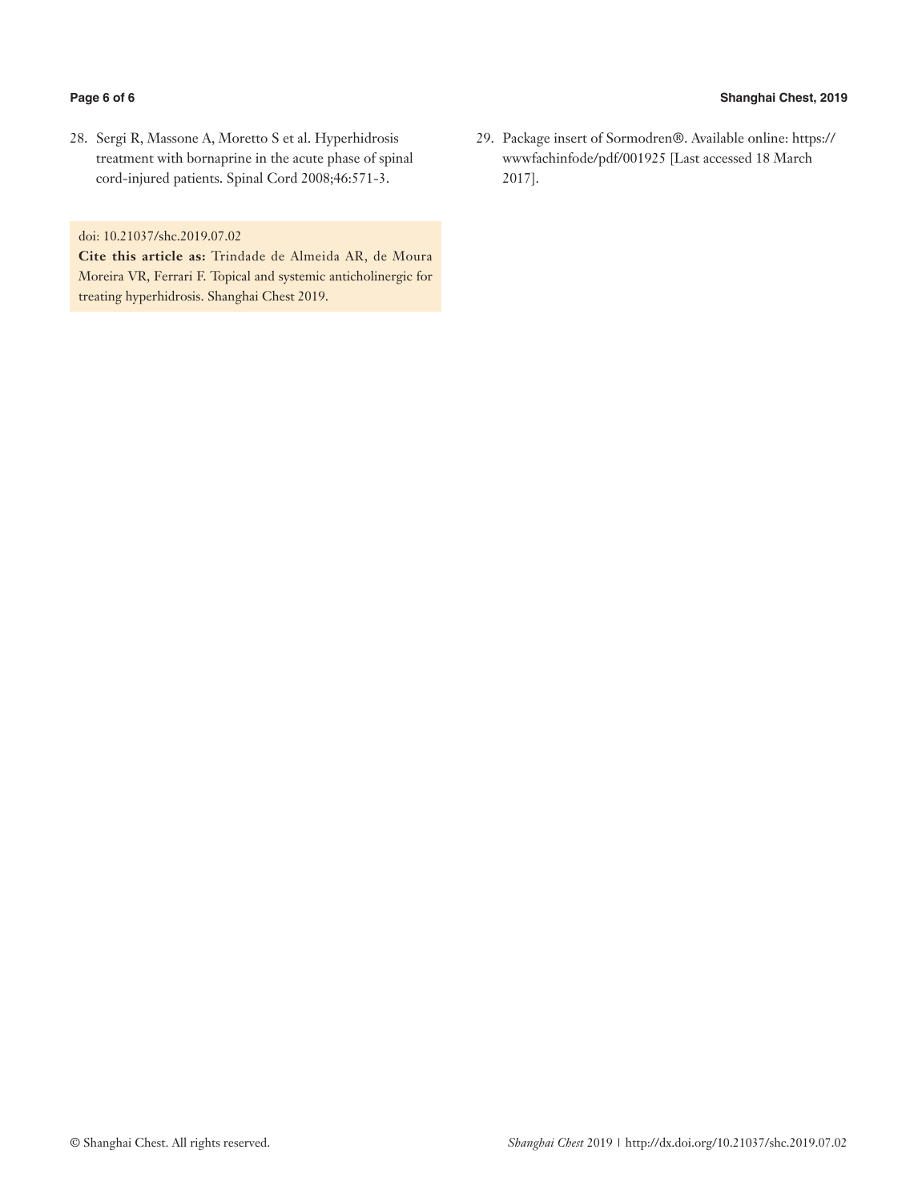28. Sergi R, Massone A, Moretto S et al. Hyperhidrosis treatment with bornaprine in the acute phase of spinal cord-injured patients. Spinal Cord 2008;46:571-3.

29. Package insert of Sormodren®. Available online: https://wwwfachinfode/pdf/001925 [Last accessed 18 March 2017].

doi: 10.21037/shc.2019.07.02

**Cite this article as:** Trindade de Almeida AR, de Moura Moreira VR, Ferrari F. Topical and systemic anticholinergic for treating hyperhidrosis. Shanghai Chest 2019.